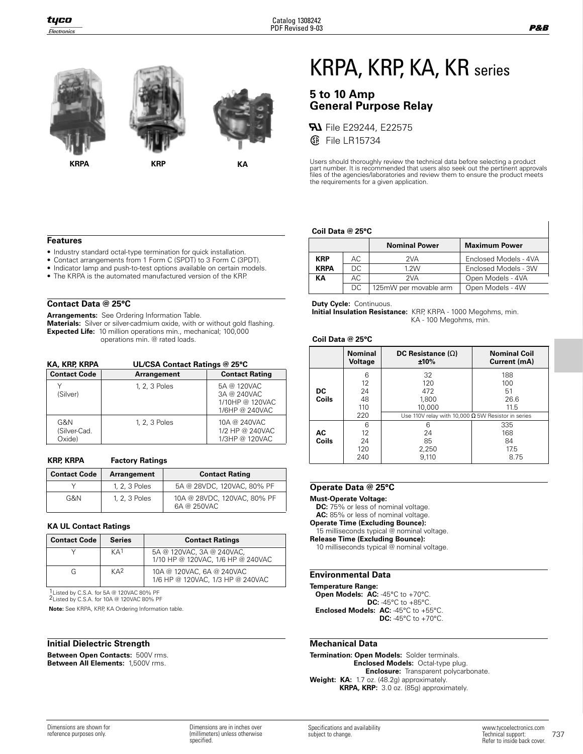KRPA KRP KA

# KRPA, KRP, KA, KR series

## 5 to 10 Amp General Purpose Relay

File E29244, E22575

File LR15734

Users should thoroughly review the technical data before selecting a product part number. It is recommended that users also seek out the pertinent approvals files of the agencies/laboratories and review them to ensure the product meets the requirements for a given application.

### Features

- Industry standard octal-type termination for quick installation.
- Contact arrangements from 1 Form C (SPDT) to 3 Form C (3PDT).
- Indicator lamp and push-to-test options available on certain models.
- The KRPA is the automated manufactured version of the KRP.

### Contact Data @ 25°C

**Arrangements:** See Ordering Information Table.
**Materials:** Silver or silver-cadmium oxide, with or without gold flashing.
**Expected Life:** 10 million operations min., mechanical; 100,000 operations min. @ rated loads.

**KA, KRP, KRPA — UL/CSA Contact Ratings @ 25°C**

| Contact Code | Arrangement | Contact Rating |
|---|---|---|
| Y (Silver) | 1, 2, 3 Poles | 5A @ 120VAC<br>3A @ 240VAC<br>1/10HP @ 120VAC<br>1/6HP @ 240VAC |
| G&N (Silver-Cad. Oxide) | 1, 2, 3 Poles | 10A @ 240VAC<br>1/2 HP @ 240VAC<br>1/3HP @ 120VAC |

**KRP, KRPA — Factory Ratings**

| Contact Code | Arrangement | Contact Rating |
|---|---|---|
| Y | 1, 2, 3 Poles | 5A @ 28VDC, 120VAC, 80% PF |
| G&N | 1, 2, 3 Poles | 10A @ 28VDC, 120VAC, 80% PF<br>6A @ 250VAC |

**KA UL Contact Ratings**

| Contact Code | Series | Contact Ratings |
|---|---|---|
| Y | KA[1] | 5A @ 120VAC, 3A @ 240VAC,<br>1/10 HP @ 120VAC, 1/6 HP @ 240VAC |
| G | KA[2] | 10A @ 120VAC, 6A @ 240VAC<br>1/6 HP @ 120VAC, 1/3 HP @ 240VAC |

[1] Listed by C.S.A. for 5A @ 120VAC 80% PF
[2] Listed by C.S.A. for 10A @ 120VAC 80% PF

**Note:** See KRPA, KRP, KA Ordering Information table.

### Initial Dielectric Strength

**Between Open Contacts:** 500V rms.
**Between All Elements:** 1,500V rms.

### Coil Data @ 25°C

| | | Nominal Power | Maximum Power |
|---|---|---|---|
| KRP | AC | 2VA | Enclosed Models - 4VA |
| KRPA | DC | 1.2W | Enclosed Models - 3W |
| KA | AC | 2VA | Open Models - 4VA |
| | DC | 125mW per movable arm | Open Models - 4W |

**Duty Cycle:** Continuous.
**Initial Insulation Resistance:** KRP, KRPA - 1000 Megohms, min.
KA - 100 Megohms, min.

### Coil Data @ 25°C

| | Nominal Voltage | DC Resistance (Ω) ±10% | Nominal Coil Current (mA) |
|---|---|---|---|
| DC Coils | 6 | 32 | 188 |
| | 12 | 120 | 100 |
| | 24 | 472 | 51 |
| | 48 | 1,800 | 26.6 |
| | 110 | 10,000 | 11.5 |
| | 220 | Use 110V relay with 10,000 Ω 5W Resistor in series | |
| AC Coils | 6 | 6 | 335 |
| | 12 | 24 | 168 |
| | 24 | 85 | 84 |
| | 120 | 2,250 | 17.5 |
| | 240 | 9,110 | 8.75 |

### Operate Data @ 25°C

**Must-Operate Voltage:**
**DC:** 75% or less of nominal voltage.
**AC:** 85% or less of nominal voltage.
**Operate Time (Excluding Bounce):**
15 milliseconds typical @ nominal voltage.
**Release Time (Excluding Bounce):**
10 milliseconds typical @ nominal voltage.

### Environmental Data

**Temperature Range:**
**Open Models: AC:** -45°C to +70°C.
**DC:** -45°C to +85°C.
**Enclosed Models: AC:** -45°C to +55°C.
**DC:** -45°C to +70°C.

### Mechanical Data

**Termination: Open Models:** Solder terminals.
**Enclosed Models:** Octal-type plug.
**Enclosure:** Transparent polycarbonate.
**Weight: KA:** 1.7 oz. (48.2g) approximately.
**KRPA, KRP:** 3.0 oz. (85g) approximately.

Dimensions are shown for reference purposes only.

Dimensions are in inches over (millimeters) unless otherwise specified.

Specifications and availability subject to change.

www.tycoelectronics.com
Technical support:
Refer to inside back cover.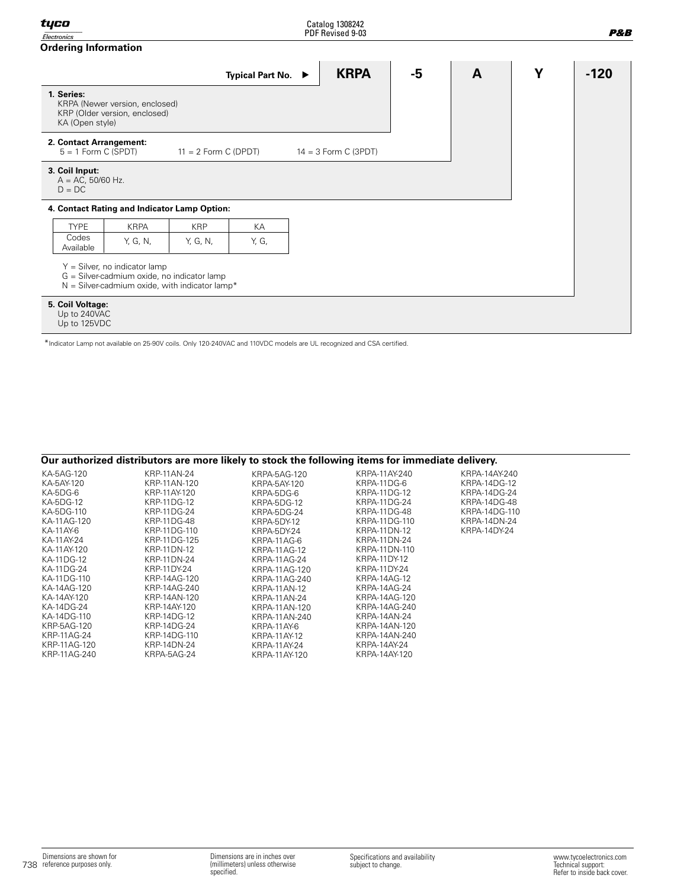## Ordering Information

| Typical Part No. ► | KRPA | -5 | A | Y | -120 |
|---|---|---|---|---|---|

**1. Series:**
KRPA (Newer version, enclosed)
KRP (Older version, enclosed)
KA (Open style)

**2. Contact Arrangement:**
5 = 1 Form C (SPDT) 11 = 2 Form C (DPDT) 14 = 3 Form C (3PDT)

**3. Coil Input:**
A = AC, 50/60 Hz.
D = DC

**4. Contact Rating and Indicator Lamp Option:**

| TYPE | KRPA | KRP | KA |
|---|---|---|---|
| Codes Available | Y, G, N, | Y, G, N, | Y, G, |

Y = Silver, no indicator lamp
G = Silver-cadmium oxide, no indicator lamp
N = Silver-cadmium oxide, with indicator lamp*

**5. Coil Voltage:**
Up to 240VAC
Up to 125VDC

*Indicator Lamp not available on 25-90V coils. Only 120-240VAC and 110VDC models are UL recognized and CSA certified.

## Our authorized distributors are more likely to stock the following items for immediate delivery.

KA-5AG-120
KA-5AY-120
KA-5DG-6
KA-5DG-12
KA-5DG-110
KA-11AG-120
KA-11AY-6
KA-11AY-24
KA-11AY-120
KA-11DG-12
KA-11DG-24
KA-11DG-110
KA-14AG-120
KA-14AY-120
KA-14DG-24
KA-14DG-110
KRP-5AG-120
KRP-11AG-24
KRP-11AG-120
KRP-11AG-240
KRP-11AN-24
KRP-11AN-120
KRP-11AY-120
KRP-11DG-12
KRP-11DG-24
KRP-11DG-48
KRP-11DG-110
KRP-11DG-125
KRP-11DN-12
KRP-11DN-24
KRP-11DY-24
KRP-14AG-120
KRP-14AG-240
KRP-14AN-120
KRP-14AY-120
KRP-14DG-12
KRP-14DG-24
KRP-14DG-110
KRP-14DN-24
KRPA-5AG-24
KRPA-5AG-120
KRPA-5AY-120
KRPA-5DG-6
KRPA-5DG-12
KRPA-5DG-24
KRPA-5DY-12
KRPA-5DY-24
KRPA-11AG-6
KRPA-11AG-12
KRPA-11AG-24
KRPA-11AG-120
KRPA-11AG-240
KRPA-11AN-12
KRPA-11AN-24
KRPA-11AN-120
KRPA-11AN-240
KRPA-11AY-6
KRPA-11AY-12
KRPA-11AY-24
KRPA-11AY-120
KRPA-11AY-240
KRPA-11DG-6
KRPA-11DG-12
KRPA-11DG-24
KRPA-11DG-48
KRPA-11DG-110
KRPA-11DN-12
KRPA-11DN-24
KRPA-11DN-110
KRPA-11DY-12
KRPA-11DY-24
KRPA-14AG-12
KRPA-14AG-24
KRPA-14AG-120
KRPA-14AG-240
KRPA-14AN-24
KRPA-14AN-120
KRPA-14AN-240
KRPA-14AY-24
KRPA-14AY-120
KRPA-14AY-240
KRPA-14DG-12
KRPA-14DG-24
KRPA-14DG-48
KRPA-14DG-110
KRPA-14DN-24
KRPA-14DY-24

Dimensions are shown for reference purposes only.

Dimensions are in inches over (millimeters) unless otherwise specified.

Specifications and availability subject to change.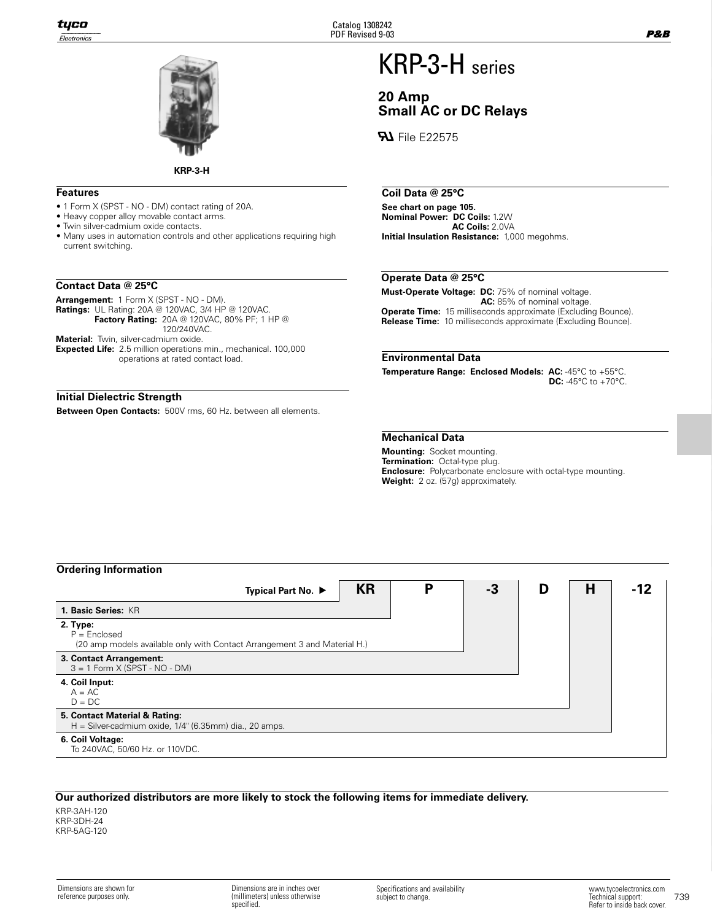# KRP-3-H series

## 20 Amp Small AC or DC Relays

File E22575

KRP-3-H

### Features

- 1 Form X (SPST - NO - DM) contact rating of 20A.
- Heavy copper alloy movable contact arms.
- Twin silver-cadmium oxide contacts.
- Many uses in automation controls and other applications requiring high current switching.

### Contact Data @ 25°C

**Arrangement:** 1 Form X (SPST - NO - DM).
**Ratings:** UL Rating: 20A @ 120VAC, 3/4 HP @ 120VAC.
**Factory Rating:** 20A @ 120VAC, 80% PF; 1 HP @ 120/240VAC.
**Material:** Twin, silver-cadmium oxide.
**Expected Life:** 2.5 million operations min., mechanical. 100,000 operations at rated contact load.

### Initial Dielectric Strength

**Between Open Contacts:** 500V rms, 60 Hz. between all elements.

### Coil Data @ 25°C

**See chart on page 105.**
**Nominal Power:** **DC Coils:** 1.2W
**AC Coils:** 2.0VA
**Initial Insulation Resistance:** 1,000 megohms.

### Operate Data @ 25°C

**Must-Operate Voltage:** **DC:** 75% of nominal voltage.
**AC:** 85% of nominal voltage.
**Operate Time:** 15 milliseconds approximate (Excluding Bounce).
**Release Time:** 10 milliseconds approximate (Excluding Bounce).

### Environmental Data

**Temperature Range: Enclosed Models:** **AC:** -45°C to +55°C.
**DC:** -45°C to +70°C.

### Mechanical Data

**Mounting:** Socket mounting.
**Termination:** Octal-type plug.
**Enclosure:** Polycarbonate enclosure with octal-type mounting.
**Weight:** 2 oz. (57g) approximately.

### Ordering Information

| Typical Part No. ▶ | KR | P | -3 | D | H | -12 |
|---|---|---|---|---|---|---|
| **1. Basic Series:** KR | | | | | | |
| **2. Type:** P = Enclosed (20 amp models available only with Contact Arrangement 3 and Material H.) | | | | | | |
| **3. Contact Arrangement:** 3 = 1 Form X (SPST - NO - DM) | | | | | | |
| **4. Coil Input:** A = AC, D = DC | | | | | | |
| **5. Contact Material & Rating:** H = Silver-cadmium oxide, 1/4" (6.35mm) dia., 20 amps. | | | | | | |
| **6. Coil Voltage:** To 240VAC, 50/60 Hz. or 110VDC. | | | | | | |

**Our authorized distributors are more likely to stock the following items for immediate delivery.**

KRP-3AH-120
KRP-3DH-24
KRP-5AG-120

Dimensions are shown for reference purposes only.

Dimensions are in inches over (millimeters) unless otherwise specified.

Specifications and availability subject to change.

www.tycoelectronics.com
Technical support:
Refer to inside back cover.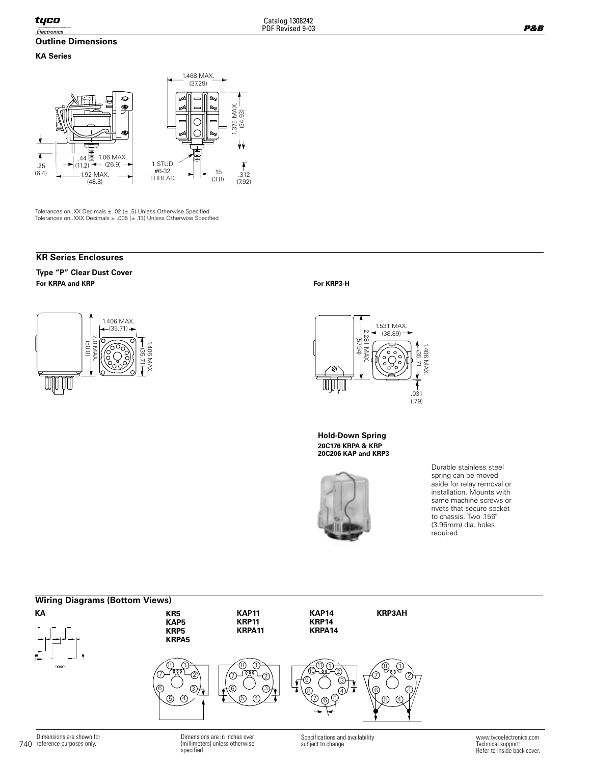## Outline Dimensions

### KA Series

1.468 MAX. (37.29)

1.375 MAX. (34.93)

.44 (11.2)

1.06 MAX. (26.9)

.25 (6.4)

1.92 MAX. (48.8)

1 STUD #6-32 THREAD

.15 (3.8)

.312 (7.92)

Tolerances on .XX Decimals ± .02 (± .5) Unless Otherwise Specified
Tolerances on .XXX Decimals ± .005 (± .13) Unless Otherwise Specified

## KR Series Enclosures

### Type "P" Clear Dust Cover

**For KRPA and KRP**

1.406 MAX. (35.71)

2.0 MAX. (50.8)

1.406 MAX. (35.71)

**For KRP3-H**

1.531 MAX. (38.89)

2.281 MAX. (57.94)

1.406 MAX. (35.71)

.031 (.79)

### Hold-Down Spring

**20C176 KRPA & KRP**
**20C206 KAP and KRP3**

Durable stainless steel spring can be moved aside for relay removal or installation. Mounts with same machine screws or rivets that secure socket to chassis. Two .156" (3.96mm) dia. holes required.

## Wiring Diagrams (Bottom Views)

**KA**

**KR5**
**KAP5**
**KRP5**
**KRPA5**

**KAP11**
**KRP11**
**KRPA11**

**KAP14**
**KRP14**
**KRPA14**

**KRP3AH**

Dimensions are shown for reference purposes only.

Dimensions are in inches over (millimeters) unless otherwise specified.

Specifications and availability subject to change.

www.tycoelectronics.com
Technical support:
Refer to inside back cover.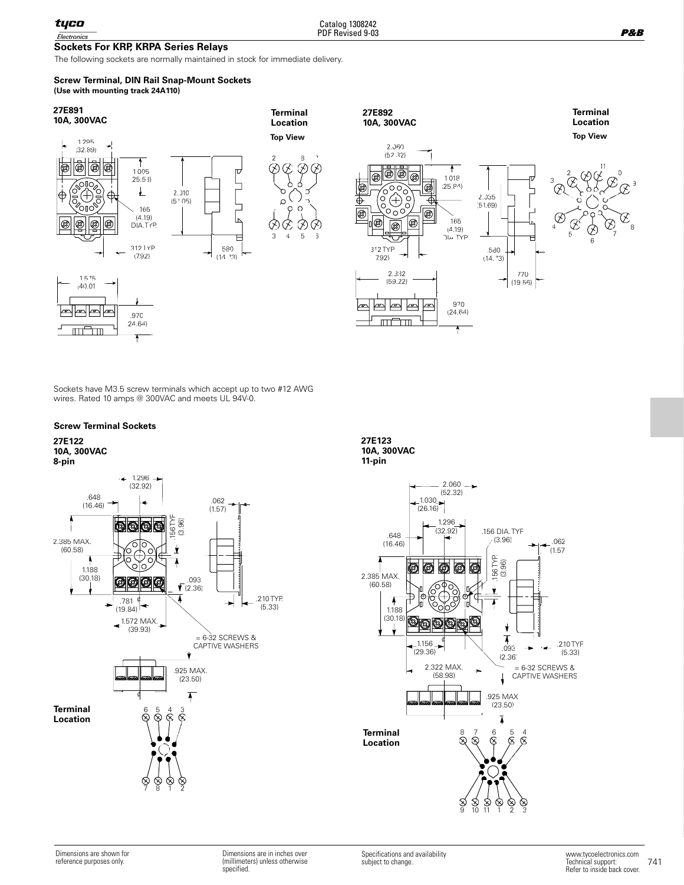## Sockets For KRP, KRPA Series Relays

The following sockets are normally maintained in stock for immediate delivery.

### Screw Terminal, DIN Rail Snap-Mount Sockets

**(Use with mounting track 24A110)**

**27E891**
**10A, 300VAC**

1.295 (32.89)
1.005 (25.53)
2.010 (51.05)
.165 (4.19) DIA.TYP.
.312 TYP (7.92)
.580 (14.73)
1.575 (40.01)
.970 (24.64)

**Terminal Location**
**Top View**

2 8 1
3 4 5 6

**27E892**
**10A, 300VAC**

2.060 (52.32)
1.018 (25.84)
2.035 (51.69)
.165 (4.19) DIA. TYP
.312 TYP 7.92)
.580 (14.73)
.770 (19.56)
2.332 (59.22)
.970 (24.64)

**Terminal Location**
**Top View**

2 11 10 3 9 4 8 5 7 6

Sockets have M3.5 screw terminals which accept up to two #12 AWG wires. Rated 10 amps @ 300VAC and meets UL 94V-0.

### Screw Terminal Sockets

**27E122**
**10A, 300VAC**
**8-pin**

1.296 (32.92)
.648 (16.46)
.062 (1.57)
.156 TYP. (3.96)
2.385 MAX. (60.58)
1.188 (30.18)
.093 (2.36)
.781 (19.84)
.210 TYP. (5.33)
1.572 MAX. (39.93)
= 6-32 SCREWS & CAPTIVE WASHERS
.925 MAX. (23.50)

**Terminal Location**

6 5 4 3
7 8 1 2

**27E123**
**10A, 300VAC**
**11-pin**

2.060 (52.32)
1.030 (26.16)
1.296 (32.92)
.648 (16.46)
.156 DIA. TYP. (3.96)
.062 (1.57)
.156 TYP. (3.96)
2.385 MAX. (60.58)
1.188 (30.18)
1.156 (29.36)
.093 (2.36)
.210 TYP. (5.33)
2.322 MAX. (58.98)
= 6-32 SCREWS & CAPTIVE WASHERS
.925 MAX (23.50)

**Terminal Location**

8 7 6 5 4
9 10 11 1 2 3

Dimensions are shown for reference purposes only.

Dimensions are in inches over (millimeters) unless otherwise specified.

Specifications and availability subject to change.

www.tycoelectronics.com
Technical support:
Refer to inside back cover.